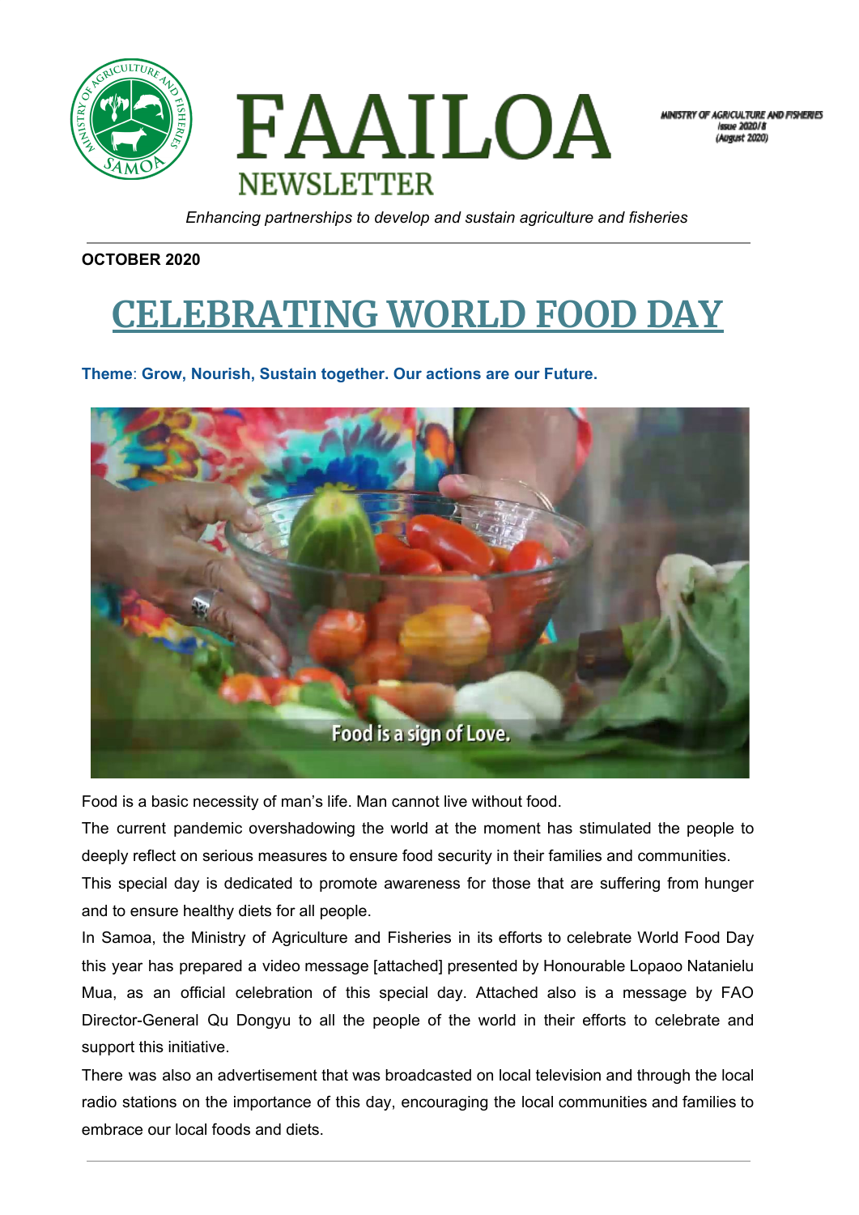# FAAILOA
## NEWSLETTER

MINISTRY OF AGRICULTURE AND FISHERIES
Issue 2020/8
(August 2020)

*Enhancing partnerships to develop and sustain agriculture and fisheries*

**OCTOBER 2020**

# CELEBRATING WORLD FOOD DAY

**Theme**: **Grow, Nourish, Sustain together. Our actions are our Future.**

Food is a sign of Love.

Food is a basic necessity of man's life. Man cannot live without food.

The current pandemic overshadowing the world at the moment has stimulated the people to deeply reflect on serious measures to ensure food security in their families and communities.

This special day is dedicated to promote awareness for those that are suffering from hunger and to ensure healthy diets for all people.

In Samoa, the Ministry of Agriculture and Fisheries in its efforts to celebrate World Food Day this year has prepared a video message [attached] presented by Honourable Lopaoo Natanielu Mua, as an official celebration of this special day. Attached also is a message by FAO Director-General Qu Dongyu to all the people of the world in their efforts to celebrate and support this initiative.

There was also an advertisement that was broadcasted on local television and through the local radio stations on the importance of this day, encouraging the local communities and families to embrace our local foods and diets.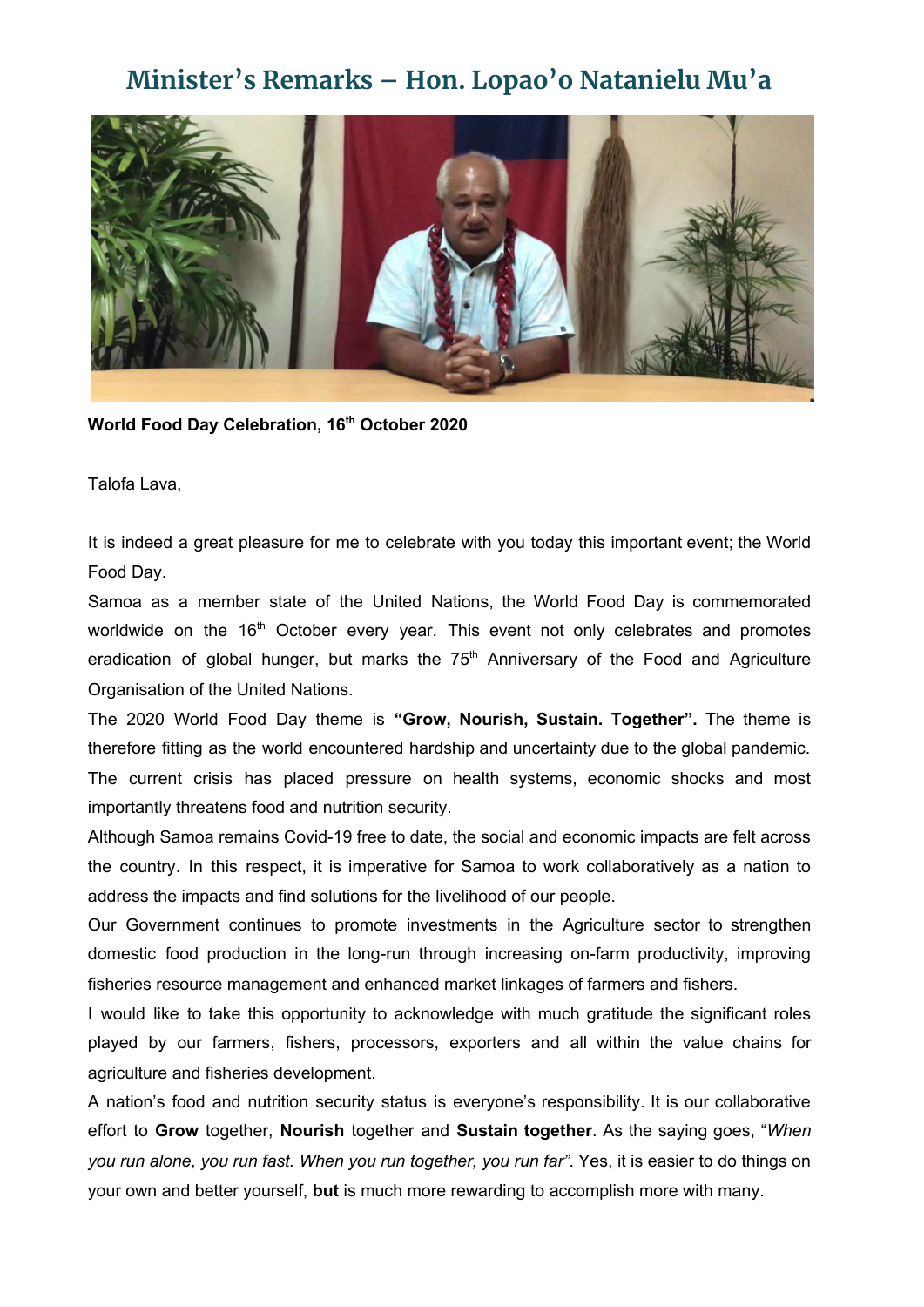# Minister's Remarks – Hon. Lopao'o Natanielu Mu'a

**World Food Day Celebration, 16th October 2020**

Talofa Lava,

It is indeed a great pleasure for me to celebrate with you today this important event; the World Food Day.

Samoa as a member state of the United Nations, the World Food Day is commemorated worldwide on the 16th October every year. This event not only celebrates and promotes eradication of global hunger, but marks the 75th Anniversary of the Food and Agriculture Organisation of the United Nations.

The 2020 World Food Day theme is **"Grow, Nourish, Sustain. Together".** The theme is therefore fitting as the world encountered hardship and uncertainty due to the global pandemic. The current crisis has placed pressure on health systems, economic shocks and most importantly threatens food and nutrition security.

Although Samoa remains Covid-19 free to date, the social and economic impacts are felt across the country. In this respect, it is imperative for Samoa to work collaboratively as a nation to address the impacts and find solutions for the livelihood of our people.

Our Government continues to promote investments in the Agriculture sector to strengthen domestic food production in the long-run through increasing on-farm productivity, improving fisheries resource management and enhanced market linkages of farmers and fishers.

I would like to take this opportunity to acknowledge with much gratitude the significant roles played by our farmers, fishers, processors, exporters and all within the value chains for agriculture and fisheries development.

A nation's food and nutrition security status is everyone's responsibility. It is our collaborative effort to **Grow** together, **Nourish** together and **Sustain together**. As the saying goes, "*When you run alone, you run fast. When you run together, you run far"*. Yes, it is easier to do things on your own and better yourself, **but** is much more rewarding to accomplish more with many.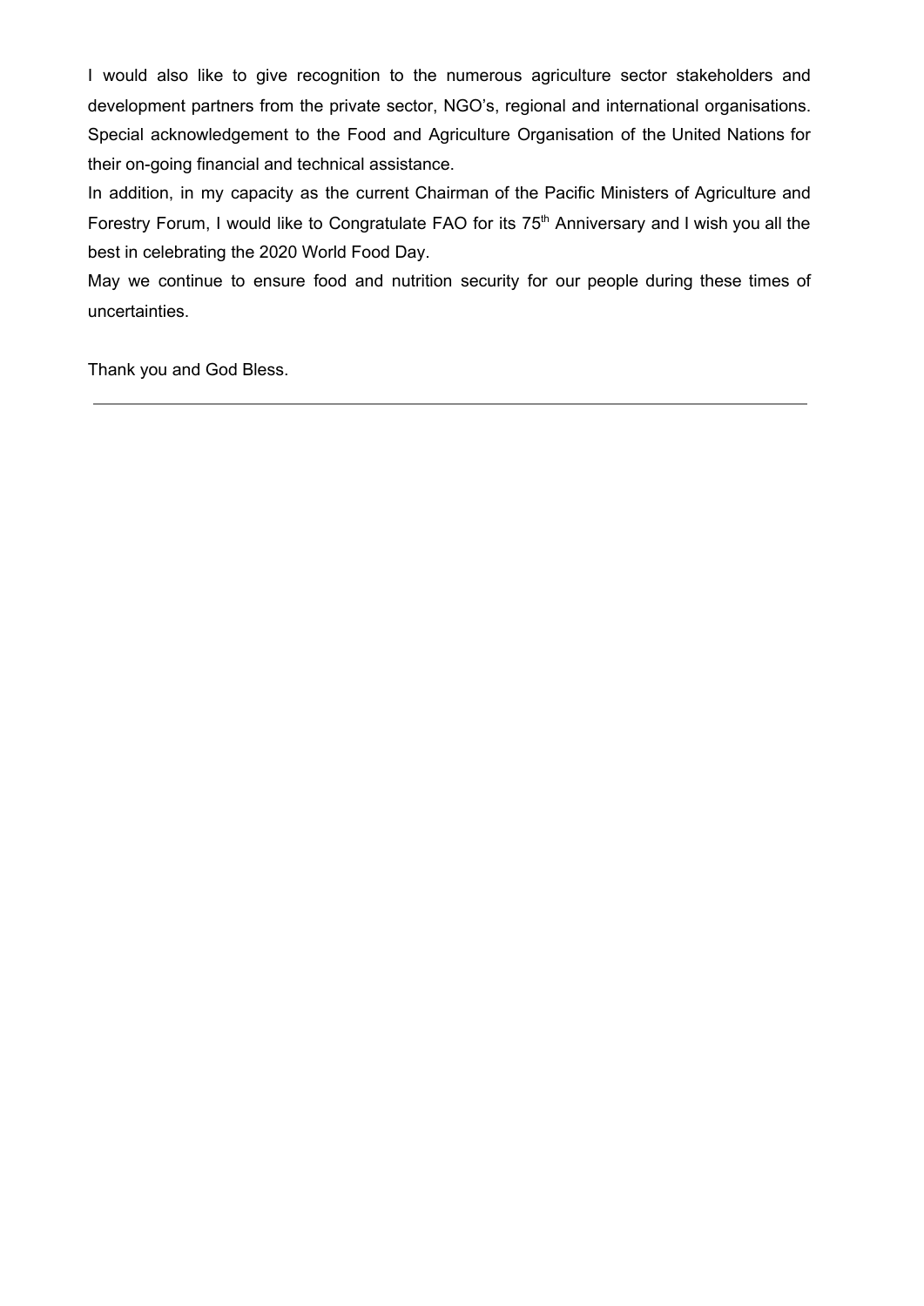I would also like to give recognition to the numerous agriculture sector stakeholders and development partners from the private sector, NGO's, regional and international organisations. Special acknowledgement to the Food and Agriculture Organisation of the United Nations for their on-going financial and technical assistance.

In addition, in my capacity as the current Chairman of the Pacific Ministers of Agriculture and Forestry Forum, I would like to Congratulate FAO for its 75th Anniversary and I wish you all the best in celebrating the 2020 World Food Day.

May we continue to ensure food and nutrition security for our people during these times of uncertainties.

Thank you and God Bless.

---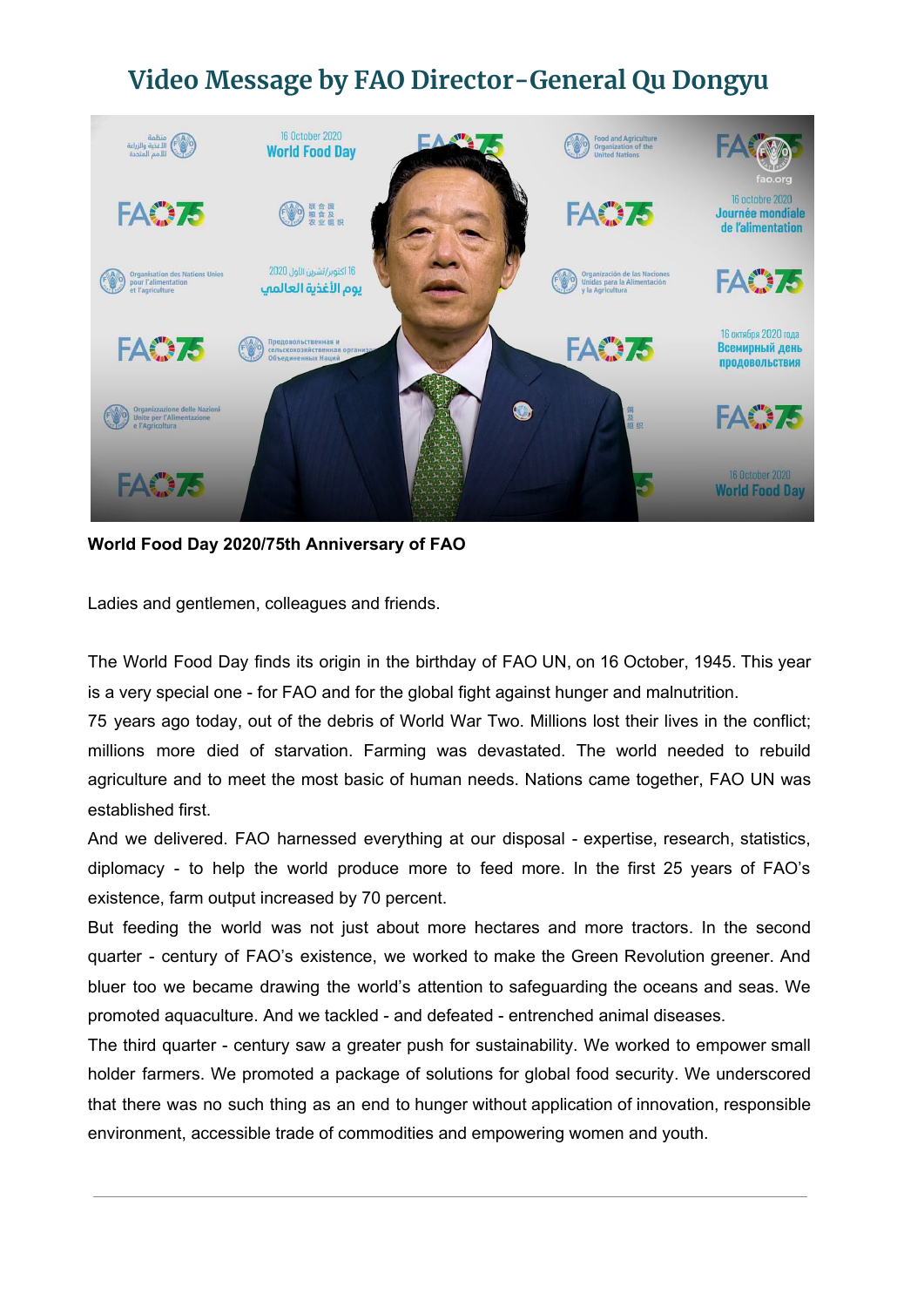# Video Message by FAO Director-General Qu Dongyu

**World Food Day 2020/75th Anniversary of FAO**

Ladies and gentlemen, colleagues and friends.

The World Food Day finds its origin in the birthday of FAO UN, on 16 October, 1945. This year is a very special one - for FAO and for the global fight against hunger and malnutrition.

75 years ago today, out of the debris of World War Two. Millions lost their lives in the conflict; millions more died of starvation. Farming was devastated. The world needed to rebuild agriculture and to meet the most basic of human needs. Nations came together, FAO UN was established first.

And we delivered. FAO harnessed everything at our disposal - expertise, research, statistics, diplomacy - to help the world produce more to feed more. In the first 25 years of FAO's existence, farm output increased by 70 percent.

But feeding the world was not just about more hectares and more tractors. In the second quarter - century of FAO's existence, we worked to make the Green Revolution greener. And bluer too we became drawing the world's attention to safeguarding the oceans and seas. We promoted aquaculture. And we tackled - and defeated - entrenched animal diseases.

The third quarter - century saw a greater push for sustainability. We worked to empower small holder farmers. We promoted a package of solutions for global food security. We underscored that there was no such thing as an end to hunger without application of innovation, responsible environment, accessible trade of commodities and empowering women and youth.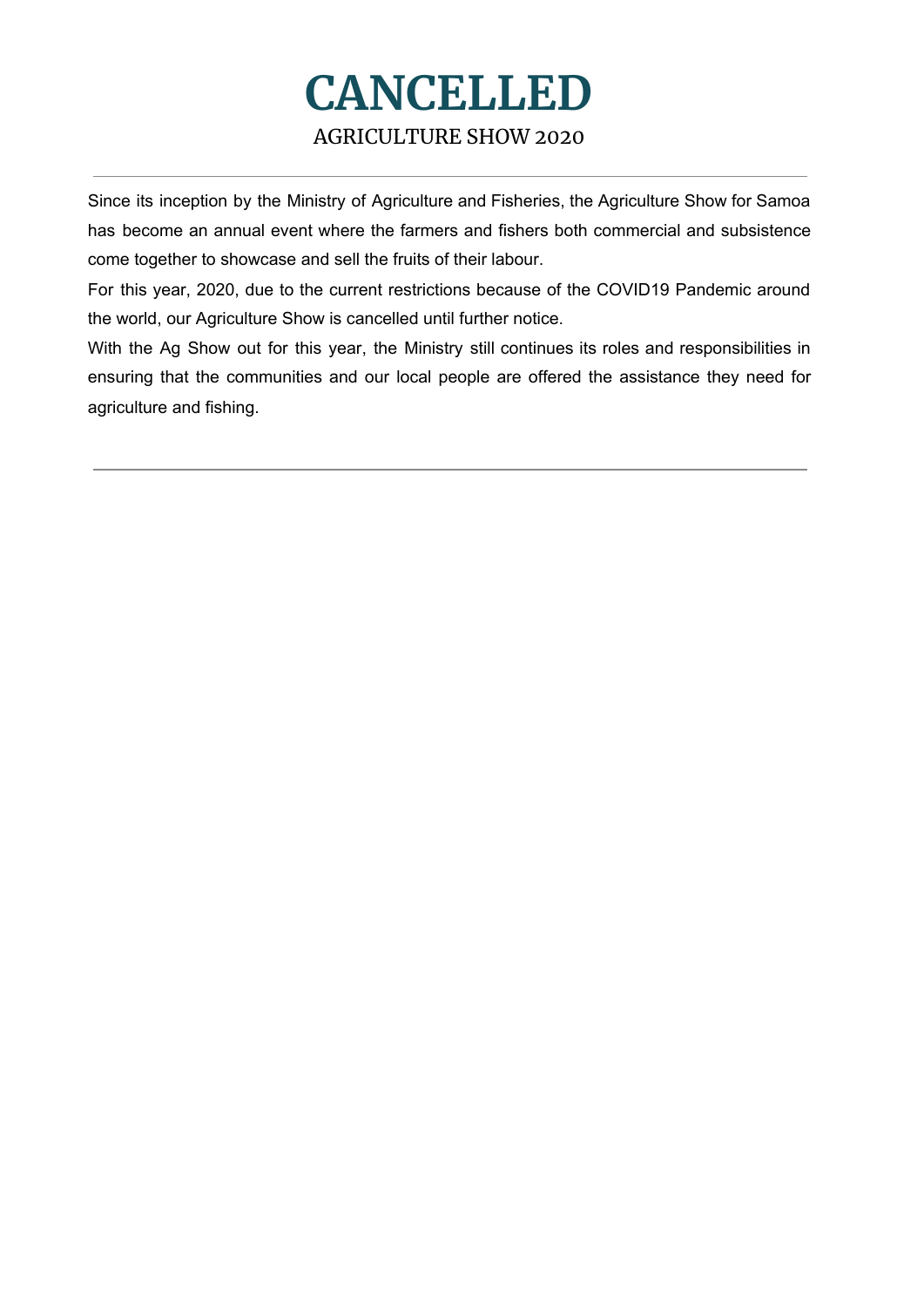# CANCELLED

## AGRICULTURE SHOW 2020

---

Since its inception by the Ministry of Agriculture and Fisheries, the Agriculture Show for Samoa has become an annual event where the farmers and fishers both commercial and subsistence come together to showcase and sell the fruits of their labour.

For this year, 2020, due to the current restrictions because of the COVID19 Pandemic around the world, our Agriculture Show is cancelled until further notice.

With the Ag Show out for this year, the Ministry still continues its roles and responsibilities in ensuring that the communities and our local people are offered the assistance they need for agriculture and fishing.

---